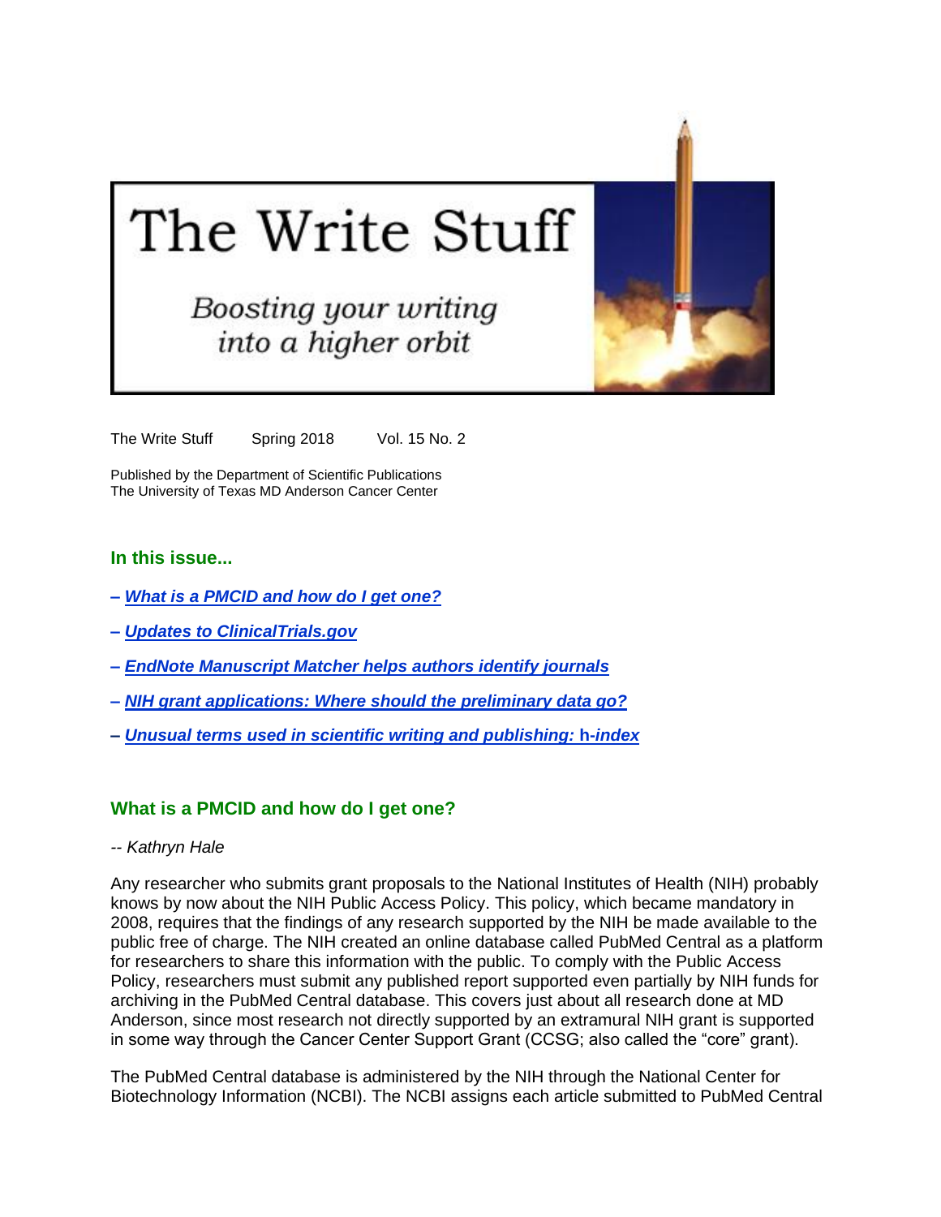# The Write Stuff

*Boosting your writing into a higher orbit*

The Write Stuff    Spring 2018    Vol. 15 No. 2

Published by the Department of Scientific Publications
The University of Texas MD Anderson Cancer Center

## In this issue...

– ***What is a PMCID and how do I get one?***

– ***Updates to ClinicalTrials.gov***

– ***EndNote Manuscript Matcher helps authors identify journals***

– ***NIH grant applications: Where should the preliminary data go?***

– ***Unusual terms used in scientific writing and publishing:* h*-index***

## What is a PMCID and how do I get one?

*-- Kathryn Hale*

Any researcher who submits grant proposals to the National Institutes of Health (NIH) probably knows by now about the NIH Public Access Policy. This policy, which became mandatory in 2008, requires that the findings of any research supported by the NIH be made available to the public free of charge. The NIH created an online database called PubMed Central as a platform for researchers to share this information with the public. To comply with the Public Access Policy, researchers must submit any published report supported even partially by NIH funds for archiving in the PubMed Central database. This covers just about all research done at MD Anderson, since most research not directly supported by an extramural NIH grant is supported in some way through the Cancer Center Support Grant (CCSG; also called the "core" grant).

The PubMed Central database is administered by the NIH through the National Center for Biotechnology Information (NCBI). The NCBI assigns each article submitted to PubMed Central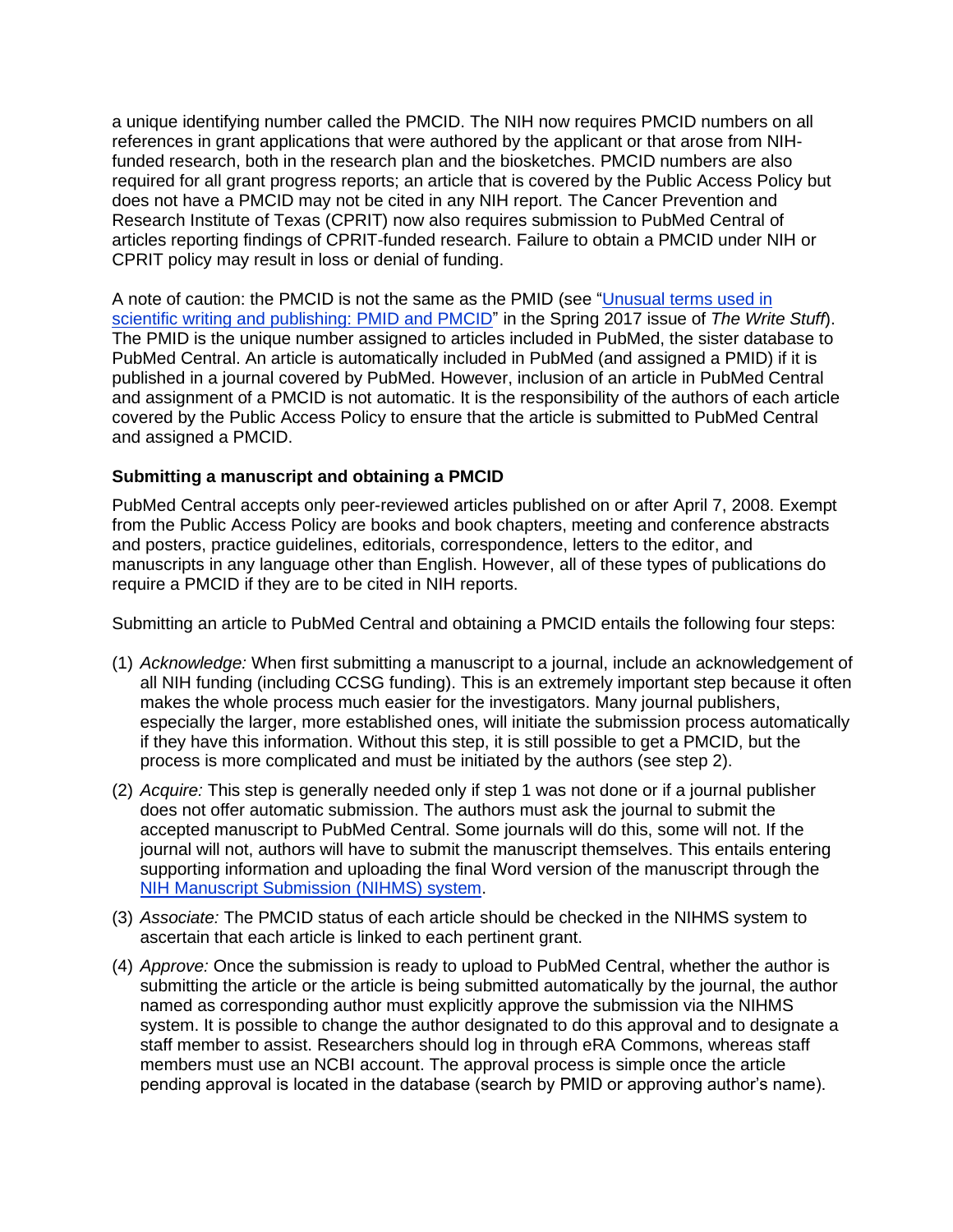a unique identifying number called the PMCID. The NIH now requires PMCID numbers on all references in grant applications that were authored by the applicant or that arose from NIH-funded research, both in the research plan and the biosketches. PMCID numbers are also required for all grant progress reports; an article that is covered by the Public Access Policy but does not have a PMCID may not be cited in any NIH report. The Cancer Prevention and Research Institute of Texas (CPRIT) now also requires submission to PubMed Central of articles reporting findings of CPRIT-funded research. Failure to obtain a PMCID under NIH or CPRIT policy may result in loss or denial of funding.

A note of caution: the PMCID is not the same as the PMID (see "[Unusual terms used in scientific writing and publishing: PMID and PMCID]" in the Spring 2017 issue of *The Write Stuff*). The PMID is the unique number assigned to articles included in PubMed, the sister database to PubMed Central. An article is automatically included in PubMed (and assigned a PMID) if it is published in a journal covered by PubMed. However, inclusion of an article in PubMed Central and assignment of a PMCID is not automatic. It is the responsibility of the authors of each article covered by the Public Access Policy to ensure that the article is submitted to PubMed Central and assigned a PMCID.

### Submitting a manuscript and obtaining a PMCID

PubMed Central accepts only peer-reviewed articles published on or after April 7, 2008. Exempt from the Public Access Policy are books and book chapters, meeting and conference abstracts and posters, practice guidelines, editorials, correspondence, letters to the editor, and manuscripts in any language other than English. However, all of these types of publications do require a PMCID if they are to be cited in NIH reports.

Submitting an article to PubMed Central and obtaining a PMCID entails the following four steps:

(1) *Acknowledge:* When first submitting a manuscript to a journal, include an acknowledgement of all NIH funding (including CCSG funding). This is an extremely important step because it often makes the whole process much easier for the investigators. Many journal publishers, especially the larger, more established ones, will initiate the submission process automatically if they have this information. Without this step, it is still possible to get a PMCID, but the process is more complicated and must be initiated by the authors (see step 2).

(2) *Acquire:* This step is generally needed only if step 1 was not done or if a journal publisher does not offer automatic submission. The authors must ask the journal to submit the accepted manuscript to PubMed Central. Some journals will do this, some will not. If the journal will not, authors will have to submit the manuscript themselves. This entails entering supporting information and uploading the final Word version of the manuscript through the [NIH Manuscript Submission (NIHMS) system].

(3) *Associate:* The PMCID status of each article should be checked in the NIHMS system to ascertain that each article is linked to each pertinent grant.

(4) *Approve:* Once the submission is ready to upload to PubMed Central, whether the author is submitting the article or the article is being submitted automatically by the journal, the author named as corresponding author must explicitly approve the submission via the NIHMS system. It is possible to change the author designated to do this approval and to designate a staff member to assist. Researchers should log in through eRA Commons, whereas staff members must use an NCBI account. The approval process is simple once the article pending approval is located in the database (search by PMID or approving author's name).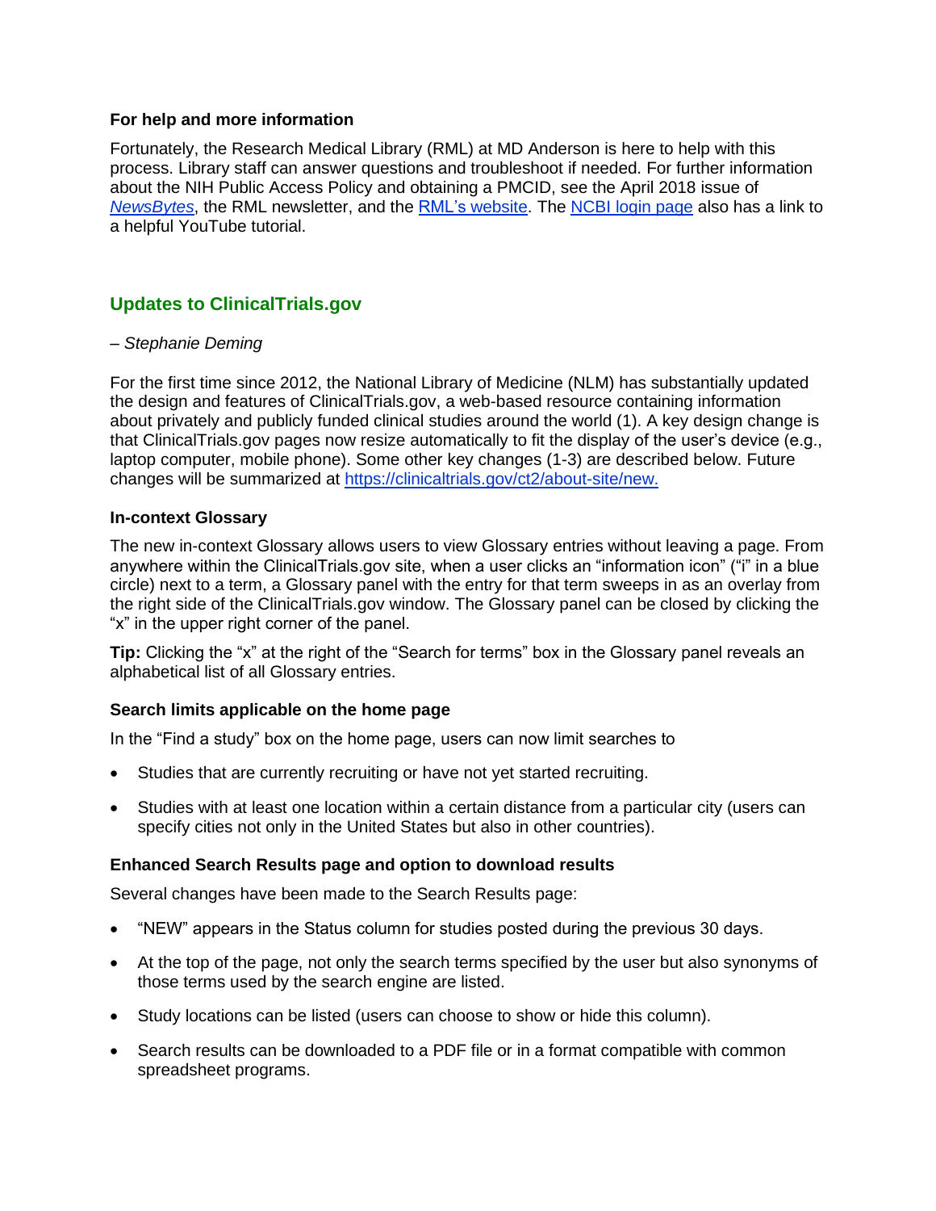### For help and more information

Fortunately, the Research Medical Library (RML) at MD Anderson is here to help with this process. Library staff can answer questions and troubleshoot if needed. For further information about the NIH Public Access Policy and obtaining a PMCID, see the April 2018 issue of *NewsBytes*, the RML newsletter, and the RML's website. The NCBI login page also has a link to a helpful YouTube tutorial.

## Updates to ClinicalTrials.gov

*– Stephanie Deming*

For the first time since 2012, the National Library of Medicine (NLM) has substantially updated the design and features of ClinicalTrials.gov, a web-based resource containing information about privately and publicly funded clinical studies around the world (1). A key design change is that ClinicalTrials.gov pages now resize automatically to fit the display of the user's device (e.g., laptop computer, mobile phone). Some other key changes (1-3) are described below. Future changes will be summarized at https://clinicaltrials.gov/ct2/about-site/new.

### In-context Glossary

The new in-context Glossary allows users to view Glossary entries without leaving a page. From anywhere within the ClinicalTrials.gov site, when a user clicks an "information icon" ("i" in a blue circle) next to a term, a Glossary panel with the entry for that term sweeps in as an overlay from the right side of the ClinicalTrials.gov window. The Glossary panel can be closed by clicking the "x" in the upper right corner of the panel.

**Tip:** Clicking the "x" at the right of the "Search for terms" box in the Glossary panel reveals an alphabetical list of all Glossary entries.

### Search limits applicable on the home page

In the "Find a study" box on the home page, users can now limit searches to

- Studies that are currently recruiting or have not yet started recruiting.
- Studies with at least one location within a certain distance from a particular city (users can specify cities not only in the United States but also in other countries).

### Enhanced Search Results page and option to download results

Several changes have been made to the Search Results page:

- "NEW" appears in the Status column for studies posted during the previous 30 days.
- At the top of the page, not only the search terms specified by the user but also synonyms of those terms used by the search engine are listed.
- Study locations can be listed (users can choose to show or hide this column).
- Search results can be downloaded to a PDF file or in a format compatible with common spreadsheet programs.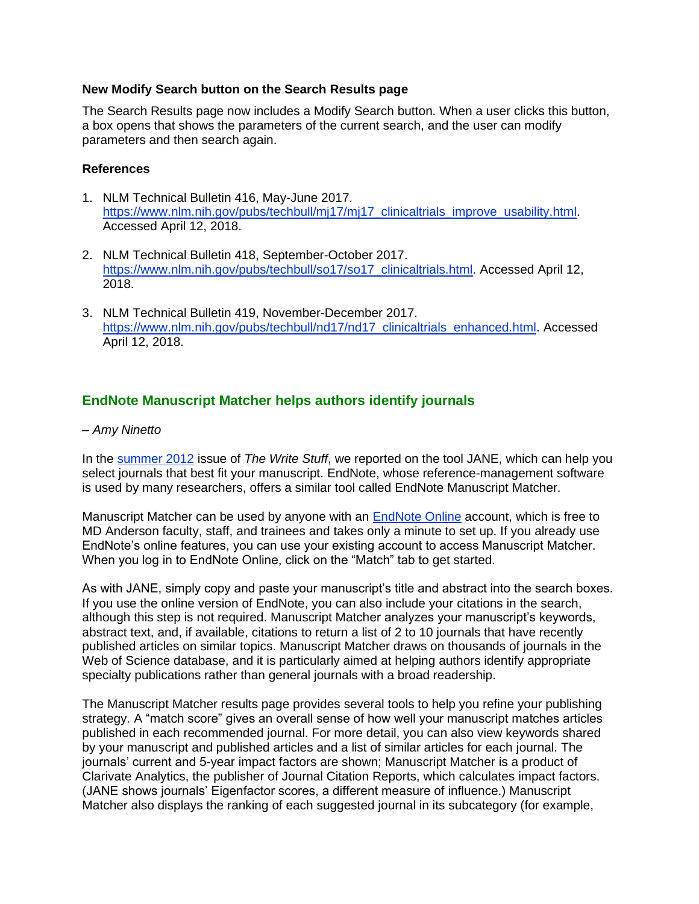### New Modify Search button on the Search Results page

The Search Results page now includes a Modify Search button. When a user clicks this button, a box opens that shows the parameters of the current search, and the user can modify parameters and then search again.

### References

1. NLM Technical Bulletin 416, May-June 2017. [https://www.nlm.nih.gov/pubs/techbull/mj17/mj17_clinicaltrials_improve_usability.html](https://www.nlm.nih.gov/pubs/techbull/mj17/mj17_clinicaltrials_improve_usability.html). Accessed April 12, 2018.

2. NLM Technical Bulletin 418, September-October 2017. [https://www.nlm.nih.gov/pubs/techbull/so17/so17_clinicaltrials.html](https://www.nlm.nih.gov/pubs/techbull/so17/so17_clinicaltrials.html). Accessed April 12, 2018.

3. NLM Technical Bulletin 419, November-December 2017. [https://www.nlm.nih.gov/pubs/techbull/nd17/nd17_clinicaltrials_enhanced.html](https://www.nlm.nih.gov/pubs/techbull/nd17/nd17_clinicaltrials_enhanced.html). Accessed April 12, 2018.

## EndNote Manuscript Matcher helps authors identify journals

*– Amy Ninetto*

In the summer 2012 issue of *The Write Stuff*, we reported on the tool JANE, which can help you select journals that best fit your manuscript. EndNote, whose reference-management software is used by many researchers, offers a similar tool called EndNote Manuscript Matcher.

Manuscript Matcher can be used by anyone with an EndNote Online account, which is free to MD Anderson faculty, staff, and trainees and takes only a minute to set up. If you already use EndNote's online features, you can use your existing account to access Manuscript Matcher. When you log in to EndNote Online, click on the "Match" tab to get started.

As with JANE, simply copy and paste your manuscript's title and abstract into the search boxes. If you use the online version of EndNote, you can also include your citations in the search, although this step is not required. Manuscript Matcher analyzes your manuscript's keywords, abstract text, and, if available, citations to return a list of 2 to 10 journals that have recently published articles on similar topics. Manuscript Matcher draws on thousands of journals in the Web of Science database, and it is particularly aimed at helping authors identify appropriate specialty publications rather than general journals with a broad readership.

The Manuscript Matcher results page provides several tools to help you refine your publishing strategy. A "match score" gives an overall sense of how well your manuscript matches articles published in each recommended journal. For more detail, you can also view keywords shared by your manuscript and published articles and a list of similar articles for each journal. The journals' current and 5-year impact factors are shown; Manuscript Matcher is a product of Clarivate Analytics, the publisher of Journal Citation Reports, which calculates impact factors. (JANE shows journals' Eigenfactor scores, a different measure of influence.) Manuscript Matcher also displays the ranking of each suggested journal in its subcategory (for example,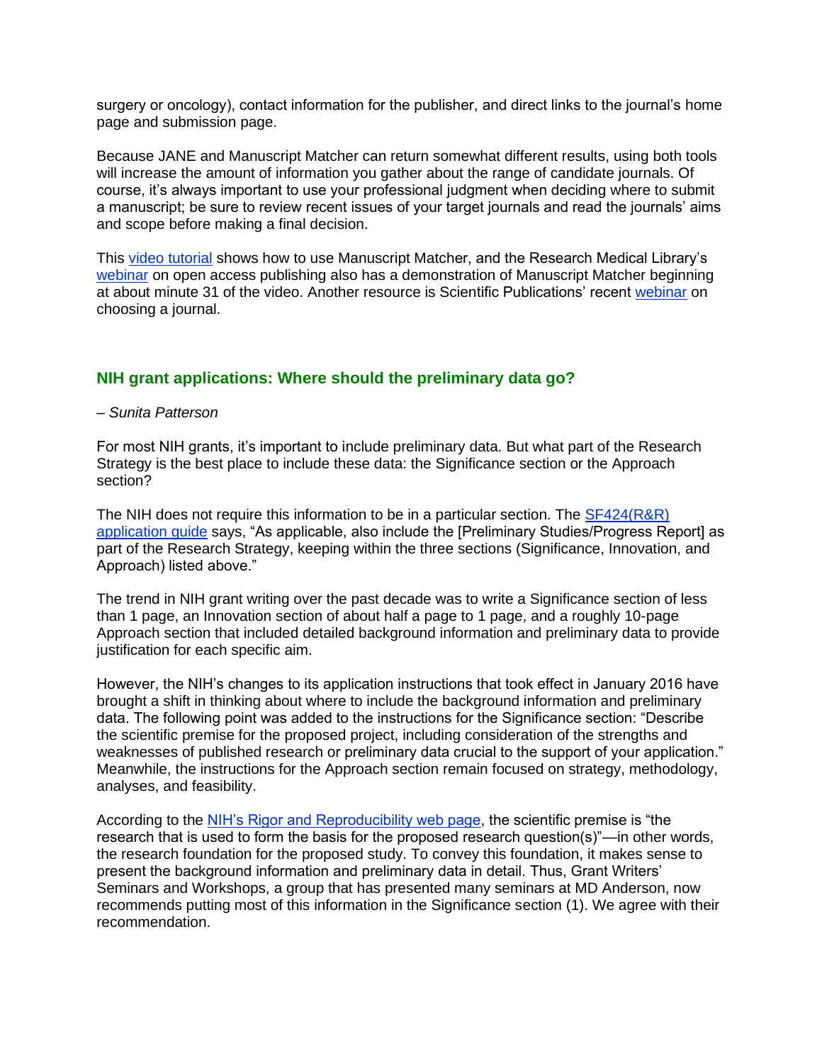surgery or oncology), contact information for the publisher, and direct links to the journal's home page and submission page.

Because JANE and Manuscript Matcher can return somewhat different results, using both tools will increase the amount of information you gather about the range of candidate journals. Of course, it's always important to use your professional judgment when deciding where to submit a manuscript; be sure to review recent issues of your target journals and read the journals' aims and scope before making a final decision.

This video tutorial shows how to use Manuscript Matcher, and the Research Medical Library's webinar on open access publishing also has a demonstration of Manuscript Matcher beginning at about minute 31 of the video. Another resource is Scientific Publications' recent webinar on choosing a journal.

## NIH grant applications: Where should the preliminary data go?

*– Sunita Patterson*

For most NIH grants, it's important to include preliminary data. But what part of the Research Strategy is the best place to include these data: the Significance section or the Approach section?

The NIH does not require this information to be in a particular section. The SF424(R&R) application guide says, "As applicable, also include the [Preliminary Studies/Progress Report] as part of the Research Strategy, keeping within the three sections (Significance, Innovation, and Approach) listed above."

The trend in NIH grant writing over the past decade was to write a Significance section of less than 1 page, an Innovation section of about half a page to 1 page, and a roughly 10-page Approach section that included detailed background information and preliminary data to provide justification for each specific aim.

However, the NIH's changes to its application instructions that took effect in January 2016 have brought a shift in thinking about where to include the background information and preliminary data. The following point was added to the instructions for the Significance section: "Describe the scientific premise for the proposed project, including consideration of the strengths and weaknesses of published research or preliminary data crucial to the support of your application." Meanwhile, the instructions for the Approach section remain focused on strategy, methodology, analyses, and feasibility.

According to the NIH's Rigor and Reproducibility web page, the scientific premise is "the research that is used to form the basis for the proposed research question(s)"—in other words, the research foundation for the proposed study. To convey this foundation, it makes sense to present the background information and preliminary data in detail. Thus, Grant Writers' Seminars and Workshops, a group that has presented many seminars at MD Anderson, now recommends putting most of this information in the Significance section (1). We agree with their recommendation.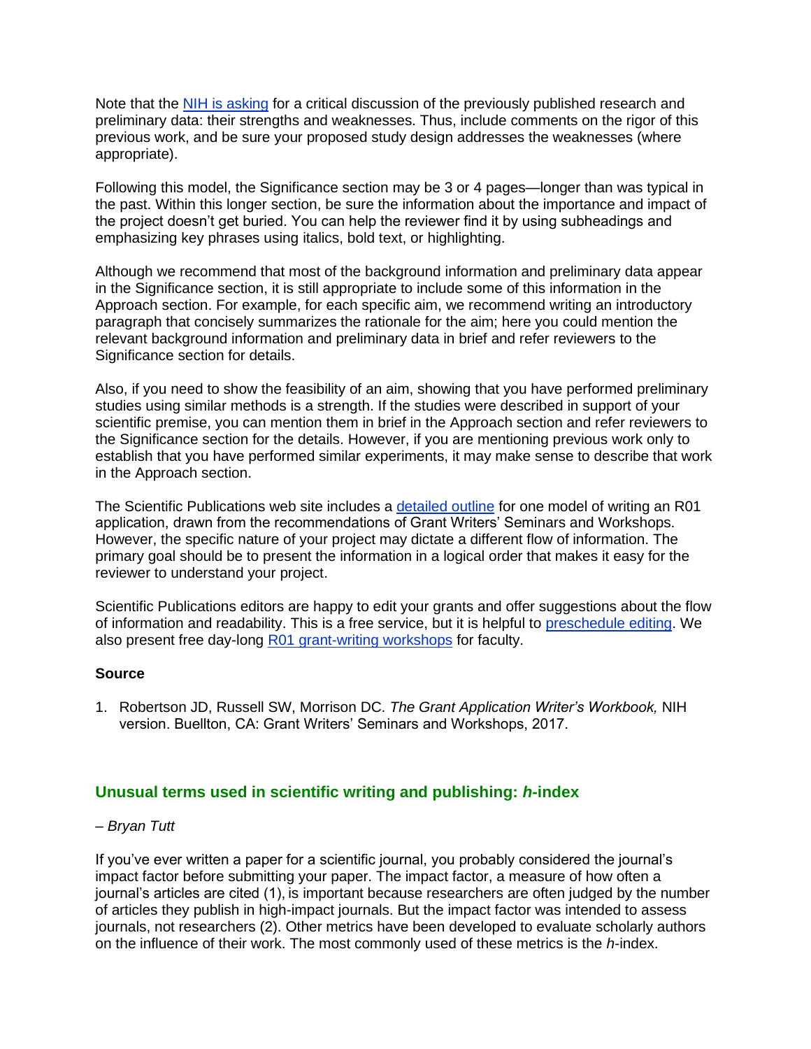Note that the NIH is asking for a critical discussion of the previously published research and preliminary data: their strengths and weaknesses. Thus, include comments on the rigor of this previous work, and be sure your proposed study design addresses the weaknesses (where appropriate).

Following this model, the Significance section may be 3 or 4 pages—longer than was typical in the past. Within this longer section, be sure the information about the importance and impact of the project doesn't get buried. You can help the reviewer find it by using subheadings and emphasizing key phrases using italics, bold text, or highlighting.

Although we recommend that most of the background information and preliminary data appear in the Significance section, it is still appropriate to include some of this information in the Approach section. For example, for each specific aim, we recommend writing an introductory paragraph that concisely summarizes the rationale for the aim; here you could mention the relevant background information and preliminary data in brief and refer reviewers to the Significance section for details.

Also, if you need to show the feasibility of an aim, showing that you have performed preliminary studies using similar methods is a strength. If the studies were described in support of your scientific premise, you can mention them in brief in the Approach section and refer reviewers to the Significance section for the details. However, if you are mentioning previous work only to establish that you have performed similar experiments, it may make sense to describe that work in the Approach section.

The Scientific Publications web site includes a detailed outline for one model of writing an R01 application, drawn from the recommendations of Grant Writers' Seminars and Workshops. However, the specific nature of your project may dictate a different flow of information. The primary goal should be to present the information in a logical order that makes it easy for the reviewer to understand your project.

Scientific Publications editors are happy to edit your grants and offer suggestions about the flow of information and readability. This is a free service, but it is helpful to preschedule editing. We also present free day-long R01 grant-writing workshops for faculty.

**Source**

1. Robertson JD, Russell SW, Morrison DC. *The Grant Application Writer's Workbook,* NIH version. Buellton, CA: Grant Writers' Seminars and Workshops, 2017.

## Unusual terms used in scientific writing and publishing: *h*-index

*– Bryan Tutt*

If you've ever written a paper for a scientific journal, you probably considered the journal's impact factor before submitting your paper. The impact factor, a measure of how often a journal's articles are cited (1), is important because researchers are often judged by the number of articles they publish in high-impact journals. But the impact factor was intended to assess journals, not researchers (2). Other metrics have been developed to evaluate scholarly authors on the influence of their work. The most commonly used of these metrics is the *h*-index.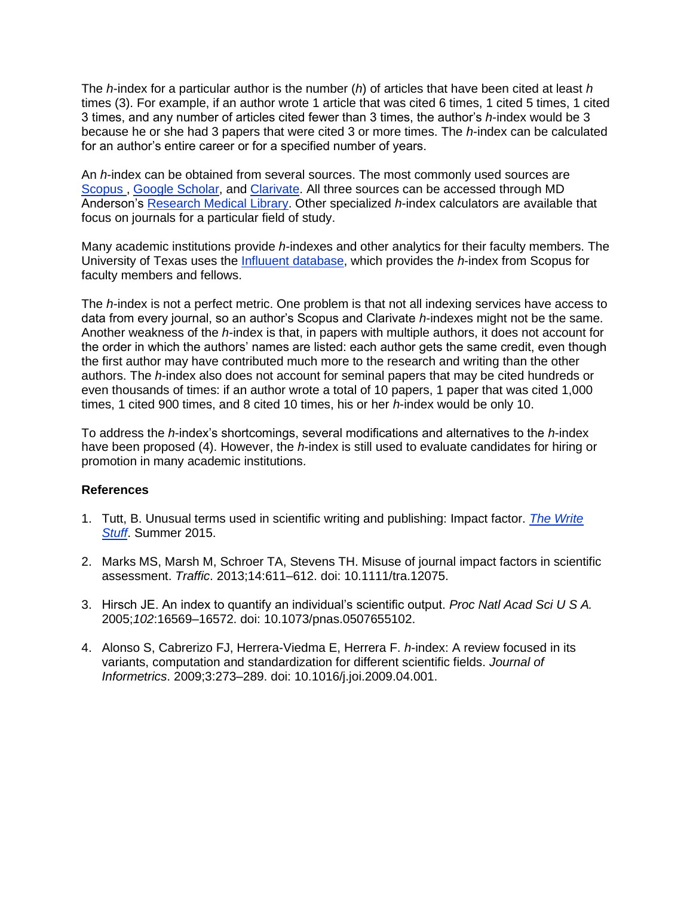The *h*-index for a particular author is the number (*h*) of articles that have been cited at least *h* times (3). For example, if an author wrote 1 article that was cited 6 times, 1 cited 5 times, 1 cited 3 times, and any number of articles cited fewer than 3 times, the author's *h*-index would be 3 because he or she had 3 papers that were cited 3 or more times. The *h*-index can be calculated for an author's entire career or for a specified number of years.

An *h*-index can be obtained from several sources. The most commonly used sources are Scopus , Google Scholar, and Clarivate. All three sources can be accessed through MD Anderson's Research Medical Library. Other specialized *h*-index calculators are available that focus on journals for a particular field of study.

Many academic institutions provide *h*-indexes and other analytics for their faculty members. The University of Texas uses the Influuent database, which provides the *h*-index from Scopus for faculty members and fellows.

The *h*-index is not a perfect metric. One problem is that not all indexing services have access to data from every journal, so an author's Scopus and Clarivate *h*-indexes might not be the same. Another weakness of the *h*-index is that, in papers with multiple authors, it does not account for the order in which the authors' names are listed: each author gets the same credit, even though the first author may have contributed much more to the research and writing than the other authors. The *h*-index also does not account for seminal papers that may be cited hundreds or even thousands of times: if an author wrote a total of 10 papers, 1 paper that was cited 1,000 times, 1 cited 900 times, and 8 cited 10 times, his or her *h*-index would be only 10.

To address the *h*-index's shortcomings, several modifications and alternatives to the *h*-index have been proposed (4). However, the *h*-index is still used to evaluate candidates for hiring or promotion in many academic institutions.

**References**

1. Tutt, B. Unusual terms used in scientific writing and publishing: Impact factor. *The Write Stuff*. Summer 2015.
2. Marks MS, Marsh M, Schroer TA, Stevens TH. Misuse of journal impact factors in scientific assessment. *Traffic*. 2013;14:611–612. doi: 10.1111/tra.12075.
3. Hirsch JE. An index to quantify an individual's scientific output. *Proc Natl Acad Sci U S A.* 2005;*102*:16569–16572. doi: 10.1073/pnas.0507655102.
4. Alonso S, Cabrerizo FJ, Herrera-Viedma E, Herrera F. *h*-index: A review focused in its variants, computation and standardization for different scientific fields. *Journal of Informetrics*. 2009;3:273–289. doi: 10.1016/j.joi.2009.04.001.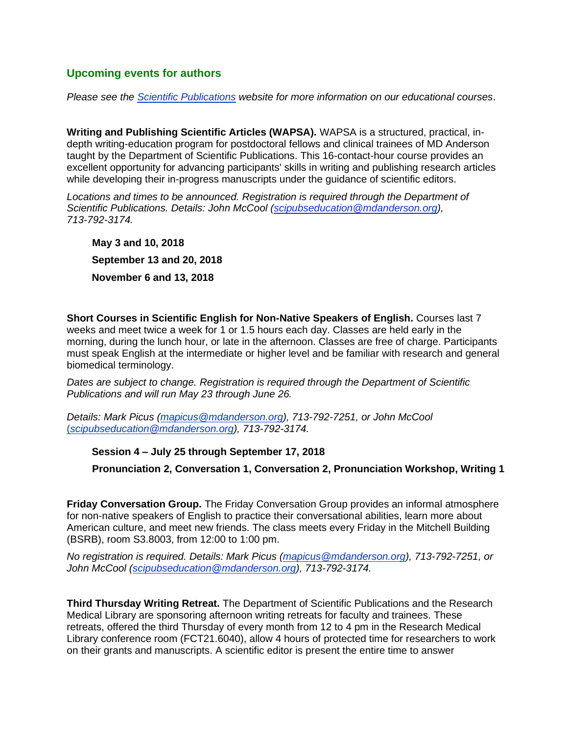## Upcoming events for authors

*Please see the [Scientific Publications](#) website for more information on our educational courses*.

**Writing and Publishing Scientific Articles (WAPSA).** WAPSA is a structured, practical, in-depth writing-education program for postdoctoral fellows and clinical trainees of MD Anderson taught by the Department of Scientific Publications. This 16-contact-hour course provides an excellent opportunity for advancing participants' skills in writing and publishing research articles while developing their in-progress manuscripts under the guidance of scientific editors.

*Locations and times to be announced. Registration is required through the Department of Scientific Publications. Details: John McCool (scipubseducation@mdanderson.org), 713-792-3174.*

**May 3 and 10, 2018**

**September 13 and 20, 2018**

**November 6 and 13, 2018**

**Short Courses in Scientific English for Non-Native Speakers of English.** Courses last 7 weeks and meet twice a week for 1 or 1.5 hours each day. Classes are held early in the morning, during the lunch hour, or late in the afternoon. Classes are free of charge. Participants must speak English at the intermediate or higher level and be familiar with research and general biomedical terminology.

*Dates are subject to change. Registration is required through the Department of Scientific Publications and will run May 23 through June 26.*

*Details: Mark Picus (mapicus@mdanderson.org), 713-792-7251, or John McCool (scipubseducation@mdanderson.org), 713-792-3174.*

**Session 4 – July 25 through September 17, 2018**

**Pronunciation 2, Conversation 1, Conversation 2, Pronunciation Workshop, Writing 1**

**Friday Conversation Group.** The Friday Conversation Group provides an informal atmosphere for non-native speakers of English to practice their conversational abilities, learn more about American culture, and meet new friends. The class meets every Friday in the Mitchell Building (BSRB), room S3.8003, from 12:00 to 1:00 pm.

*No registration is required. Details: Mark Picus (mapicus@mdanderson.org), 713-792-7251, or John McCool (scipubseducation@mdanderson.org), 713-792-3174.*

**Third Thursday Writing Retreat.** The Department of Scientific Publications and the Research Medical Library are sponsoring afternoon writing retreats for faculty and trainees. These retreats, offered the third Thursday of every month from 12 to 4 pm in the Research Medical Library conference room (FCT21.6040), allow 4 hours of protected time for researchers to work on their grants and manuscripts. A scientific editor is present the entire time to answer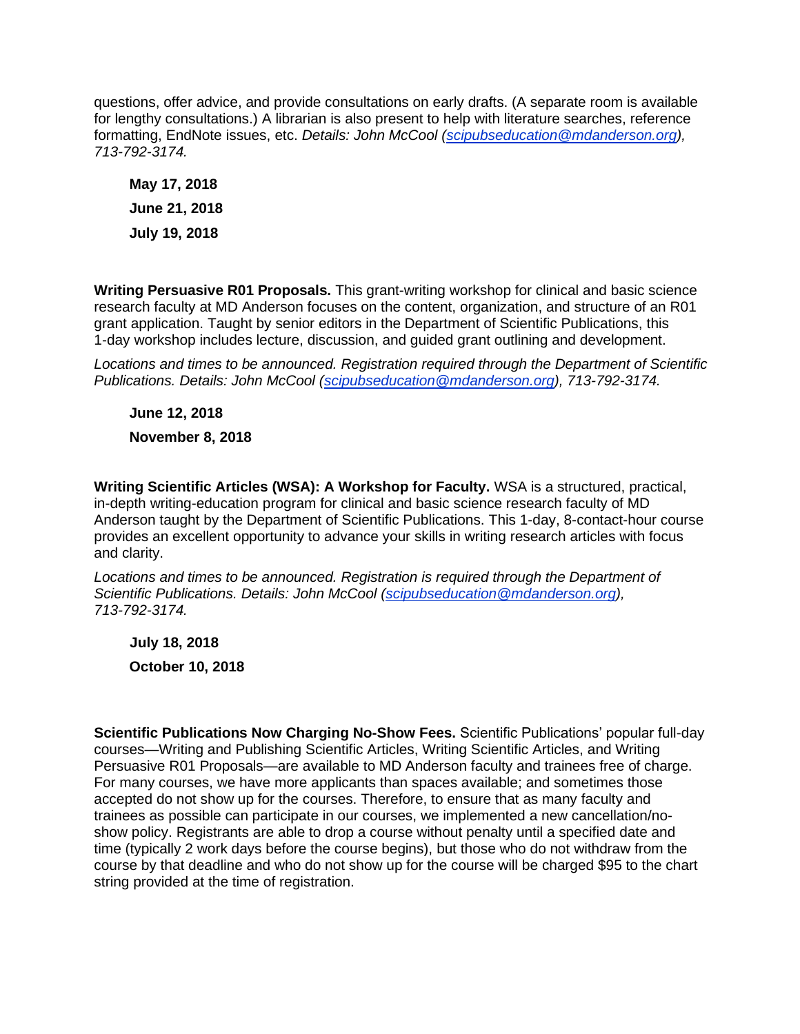questions, offer advice, and provide consultations on early drafts. (A separate room is available for lengthy consultations.) A librarian is also present to help with literature searches, reference formatting, EndNote issues, etc. *Details: John McCool (scipubseducation@mdanderson.org), 713-792-3174.*

**May 17, 2018**

**June 21, 2018**

**July 19, 2018**

**Writing Persuasive R01 Proposals.** This grant-writing workshop for clinical and basic science research faculty at MD Anderson focuses on the content, organization, and structure of an R01 grant application. Taught by senior editors in the Department of Scientific Publications, this 1-day workshop includes lecture, discussion, and guided grant outlining and development.

*Locations and times to be announced. Registration required through the Department of Scientific Publications. Details: John McCool (scipubseducation@mdanderson.org), 713-792-3174.*

**June 12, 2018**

**November 8, 2018**

**Writing Scientific Articles (WSA): A Workshop for Faculty.** WSA is a structured, practical, in-depth writing-education program for clinical and basic science research faculty of MD Anderson taught by the Department of Scientific Publications. This 1-day, 8-contact-hour course provides an excellent opportunity to advance your skills in writing research articles with focus and clarity.

*Locations and times to be announced. Registration is required through the Department of Scientific Publications. Details: John McCool (scipubseducation@mdanderson.org), 713-792-3174.*

**July 18, 2018**

**October 10, 2018**

**Scientific Publications Now Charging No-Show Fees.** Scientific Publications' popular full-day courses—Writing and Publishing Scientific Articles, Writing Scientific Articles, and Writing Persuasive R01 Proposals—are available to MD Anderson faculty and trainees free of charge. For many courses, we have more applicants than spaces available; and sometimes those accepted do not show up for the courses. Therefore, to ensure that as many faculty and trainees as possible can participate in our courses, we implemented a new cancellation/no-show policy. Registrants are able to drop a course without penalty until a specified date and time (typically 2 work days before the course begins), but those who do not withdraw from the course by that deadline and who do not show up for the course will be charged $95 to the chart string provided at the time of registration.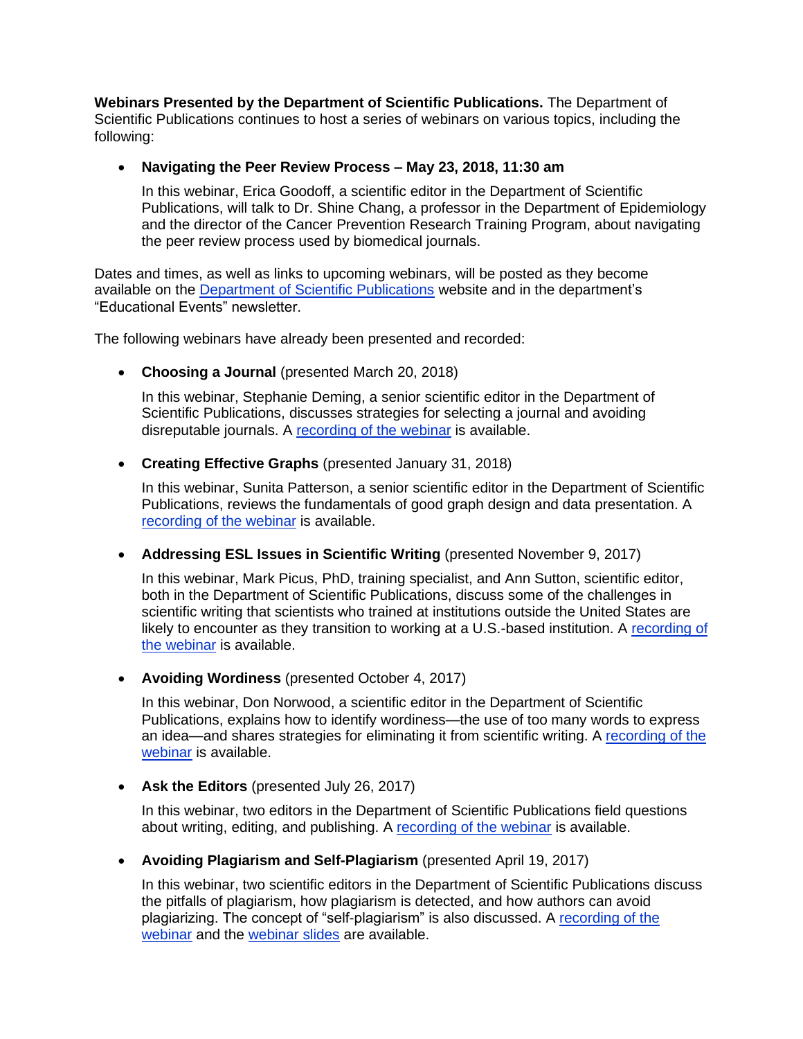**Webinars Presented by the Department of Scientific Publications.** The Department of Scientific Publications continues to host a series of webinars on various topics, including the following:

- **Navigating the Peer Review Process – May 23, 2018, 11:30 am**

  In this webinar, Erica Goodoff, a scientific editor in the Department of Scientific Publications, will talk to Dr. Shine Chang, a professor in the Department of Epidemiology and the director of the Cancer Prevention Research Training Program, about navigating the peer review process used by biomedical journals.

Dates and times, as well as links to upcoming webinars, will be posted as they become available on the Department of Scientific Publications website and in the department's "Educational Events" newsletter.

The following webinars have already been presented and recorded:

- **Choosing a Journal** (presented March 20, 2018)

  In this webinar, Stephanie Deming, a senior scientific editor in the Department of Scientific Publications, discusses strategies for selecting a journal and avoiding disreputable journals. A recording of the webinar is available.

- **Creating Effective Graphs** (presented January 31, 2018)

  In this webinar, Sunita Patterson, a senior scientific editor in the Department of Scientific Publications, reviews the fundamentals of good graph design and data presentation. A recording of the webinar is available.

- **Addressing ESL Issues in Scientific Writing** (presented November 9, 2017)

  In this webinar, Mark Picus, PhD, training specialist, and Ann Sutton, scientific editor, both in the Department of Scientific Publications, discuss some of the challenges in scientific writing that scientists who trained at institutions outside the United States are likely to encounter as they transition to working at a U.S.-based institution. A recording of the webinar is available.

- **Avoiding Wordiness** (presented October 4, 2017)

  In this webinar, Don Norwood, a scientific editor in the Department of Scientific Publications, explains how to identify wordiness—the use of too many words to express an idea—and shares strategies for eliminating it from scientific writing. A recording of the webinar is available.

- **Ask the Editors** (presented July 26, 2017)

  In this webinar, two editors in the Department of Scientific Publications field questions about writing, editing, and publishing. A recording of the webinar is available.

- **Avoiding Plagiarism and Self-Plagiarism** (presented April 19, 2017)

  In this webinar, two scientific editors in the Department of Scientific Publications discuss the pitfalls of plagiarism, how plagiarism is detected, and how authors can avoid plagiarizing. The concept of "self-plagiarism" is also discussed. A recording of the webinar and the webinar slides are available.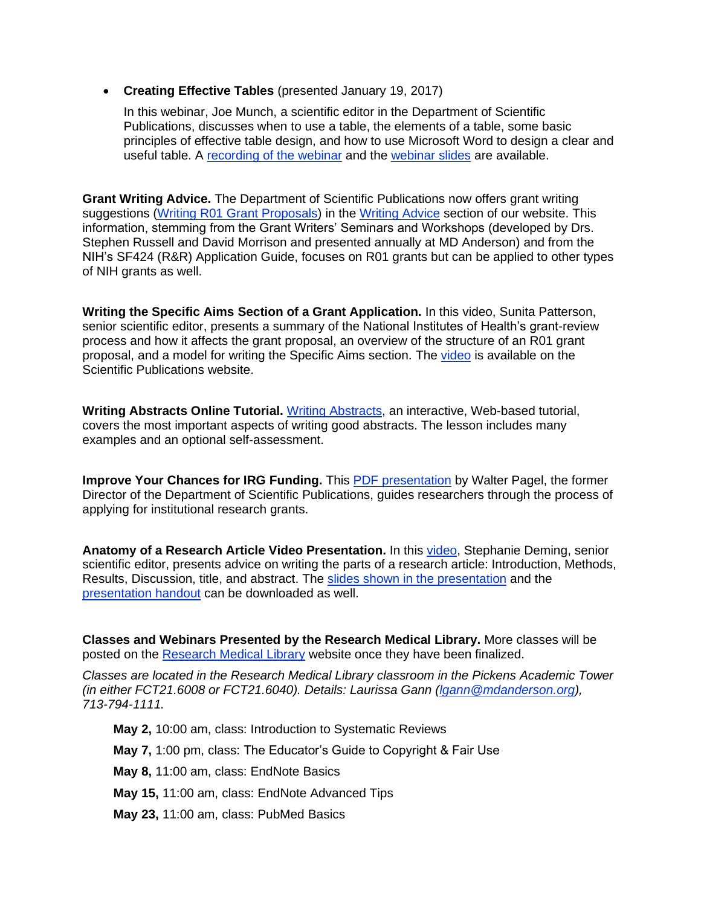- **Creating Effective Tables** (presented January 19, 2017)

  In this webinar, Joe Munch, a scientific editor in the Department of Scientific Publications, discusses when to use a table, the elements of a table, some basic principles of effective table design, and how to use Microsoft Word to design a clear and useful table. A recording of the webinar and the webinar slides are available.

**Grant Writing Advice.** The Department of Scientific Publications now offers grant writing suggestions (Writing R01 Grant Proposals) in the Writing Advice section of our website. This information, stemming from the Grant Writers' Seminars and Workshops (developed by Drs. Stephen Russell and David Morrison and presented annually at MD Anderson) and from the NIH's SF424 (R&R) Application Guide, focuses on R01 grants but can be applied to other types of NIH grants as well.

**Writing the Specific Aims Section of a Grant Application.** In this video, Sunita Patterson, senior scientific editor, presents a summary of the National Institutes of Health's grant-review process and how it affects the grant proposal, an overview of the structure of an R01 grant proposal, and a model for writing the Specific Aims section. The video is available on the Scientific Publications website.

**Writing Abstracts Online Tutorial.** Writing Abstracts, an interactive, Web-based tutorial, covers the most important aspects of writing good abstracts. The lesson includes many examples and an optional self-assessment.

**Improve Your Chances for IRG Funding.** This PDF presentation by Walter Pagel, the former Director of the Department of Scientific Publications, guides researchers through the process of applying for institutional research grants.

**Anatomy of a Research Article Video Presentation.** In this video, Stephanie Deming, senior scientific editor, presents advice on writing the parts of a research article: Introduction, Methods, Results, Discussion, title, and abstract. The slides shown in the presentation and the presentation handout can be downloaded as well.

**Classes and Webinars Presented by the Research Medical Library.** More classes will be posted on the Research Medical Library website once they have been finalized.

*Classes are located in the Research Medical Library classroom in the Pickens Academic Tower (in either FCT21.6008 or FCT21.6040). Details: Laurissa Gann (lgann@mdanderson.org), 713-794-1111.*

**May 2,** 10:00 am, class: Introduction to Systematic Reviews

**May 7,** 1:00 pm, class: The Educator's Guide to Copyright & Fair Use

**May 8,** 11:00 am, class: EndNote Basics

**May 15,** 11:00 am, class: EndNote Advanced Tips

**May 23,** 11:00 am, class: PubMed Basics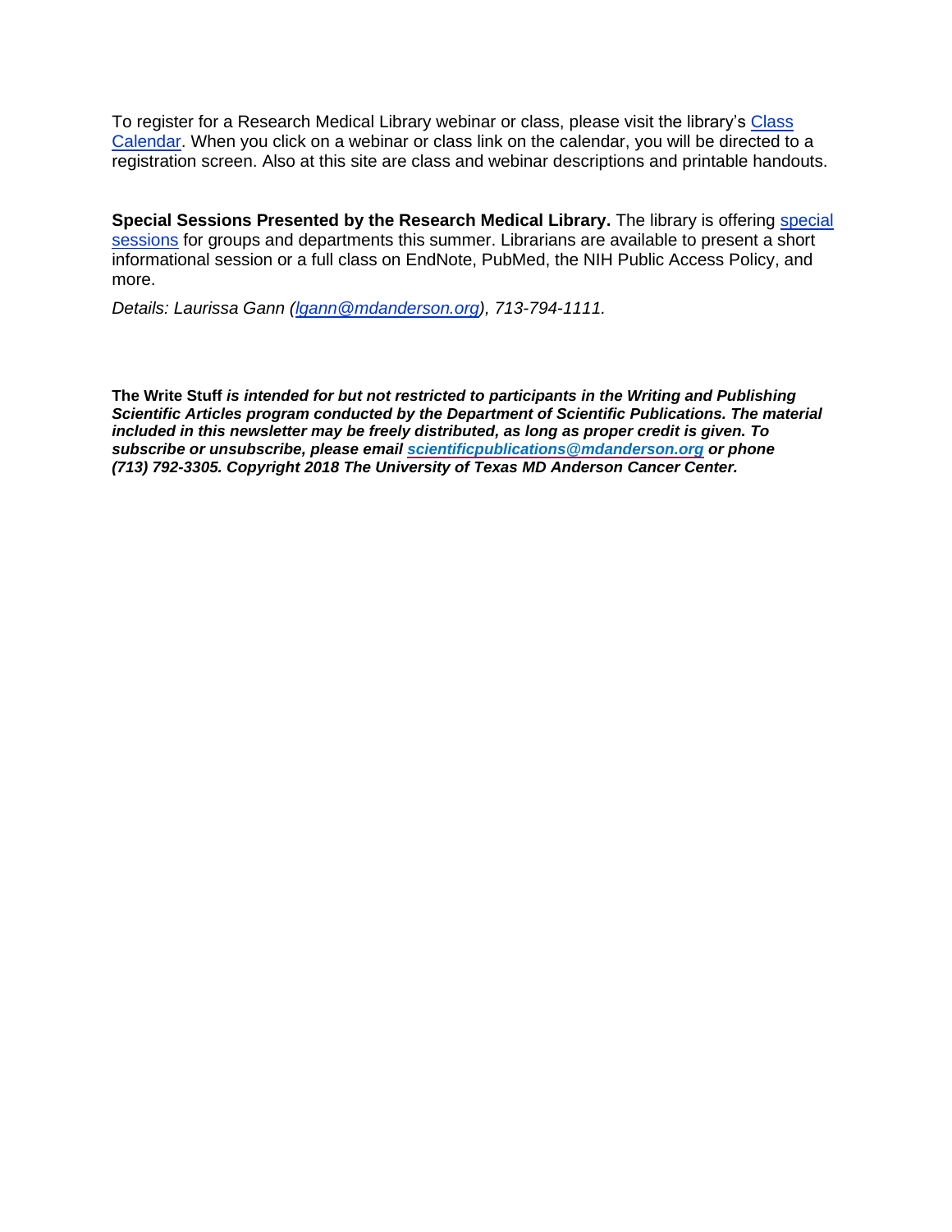To register for a Research Medical Library webinar or class, please visit the library's Class Calendar. When you click on a webinar or class link on the calendar, you will be directed to a registration screen. Also at this site are class and webinar descriptions and printable handouts.

**Special Sessions Presented by the Research Medical Library.** The library is offering special sessions for groups and departments this summer. Librarians are available to present a short informational session or a full class on EndNote, PubMed, the NIH Public Access Policy, and more.

*Details: Laurissa Gann (lgann@mdanderson.org), 713-794-1111.*

**The Write Stuff** ***is intended for but not restricted to participants in the Writing and Publishing Scientific Articles program conducted by the Department of Scientific Publications. The material included in this newsletter may be freely distributed, as long as proper credit is given. To subscribe or unsubscribe, please email scientificpublications@mdanderson.org or phone (713) 792-3305. Copyright 2018 The University of Texas MD Anderson Cancer Center.***